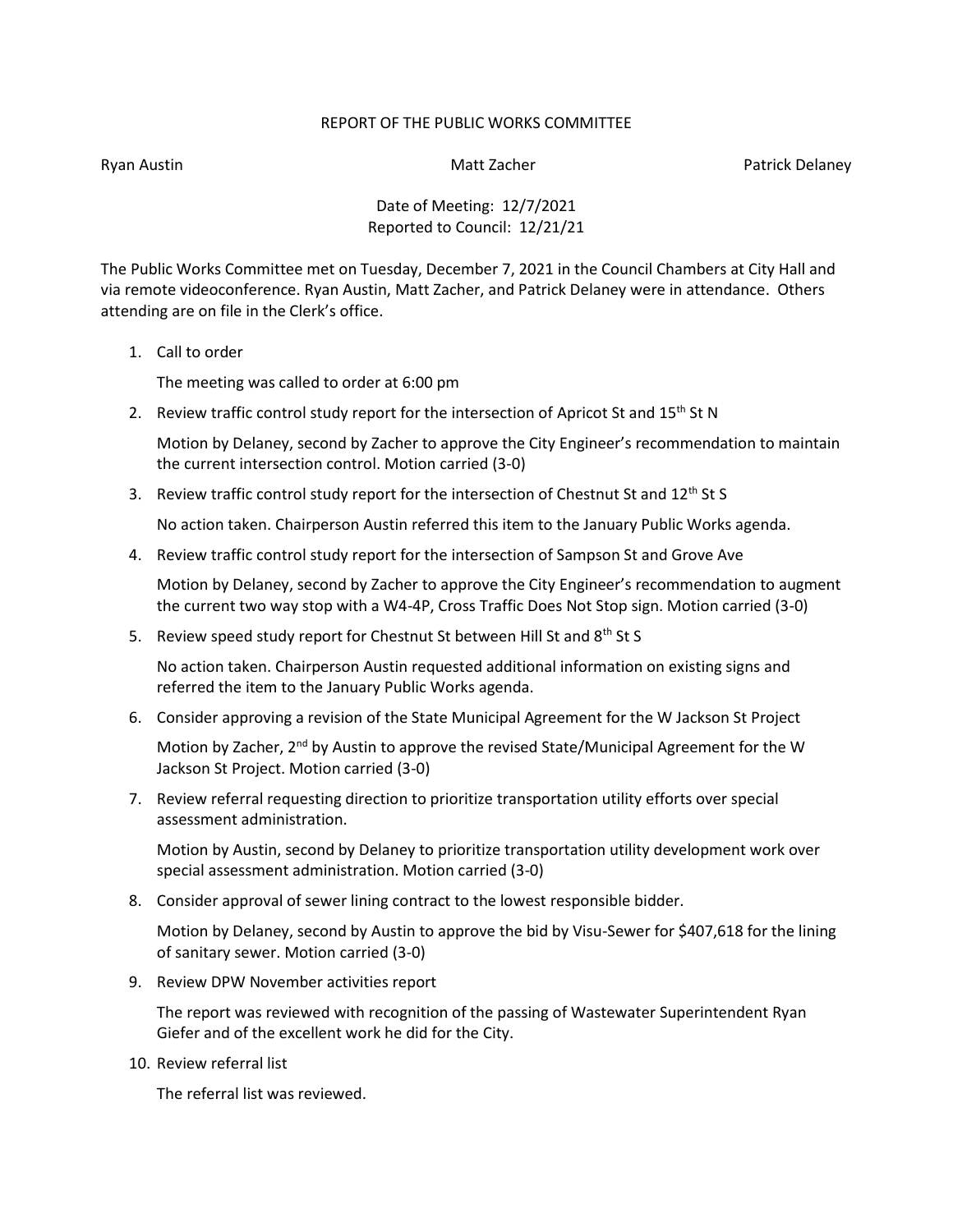# REPORT OF THE PUBLIC WORKS COMMITTEE

Ryan Austin    Matt Zacher    Patrick Delaney

Date of Meeting: 12/7/2021
Reported to Council: 12/21/21

The Public Works Committee met on Tuesday, December 7, 2021 in the Council Chambers at City Hall and via remote videoconference. Ryan Austin, Matt Zacher, and Patrick Delaney were in attendance. Others attending are on file in the Clerk's office.

1. Call to order

   The meeting was called to order at 6:00 pm

2. Review traffic control study report for the intersection of Apricot St and 15th St N

   Motion by Delaney, second by Zacher to approve the City Engineer's recommendation to maintain the current intersection control. Motion carried (3-0)

3. Review traffic control study report for the intersection of Chestnut St and 12th St S

   No action taken. Chairperson Austin referred this item to the January Public Works agenda.

4. Review traffic control study report for the intersection of Sampson St and Grove Ave

   Motion by Delaney, second by Zacher to approve the City Engineer's recommendation to augment the current two way stop with a W4-4P, Cross Traffic Does Not Stop sign. Motion carried (3-0)

5. Review speed study report for Chestnut St between Hill St and 8th St S

   No action taken. Chairperson Austin requested additional information on existing signs and referred the item to the January Public Works agenda.

6. Consider approving a revision of the State Municipal Agreement for the W Jackson St Project

   Motion by Zacher, 2nd by Austin to approve the revised State/Municipal Agreement for the W Jackson St Project. Motion carried (3-0)

7. Review referral requesting direction to prioritize transportation utility efforts over special assessment administration.

   Motion by Austin, second by Delaney to prioritize transportation utility development work over special assessment administration. Motion carried (3-0)

8. Consider approval of sewer lining contract to the lowest responsible bidder.

   Motion by Delaney, second by Austin to approve the bid by Visu-Sewer for $407,618 for the lining of sanitary sewer. Motion carried (3-0)

9. Review DPW November activities report

   The report was reviewed with recognition of the passing of Wastewater Superintendent Ryan Giefer and of the excellent work he did for the City.

10. Review referral list

    The referral list was reviewed.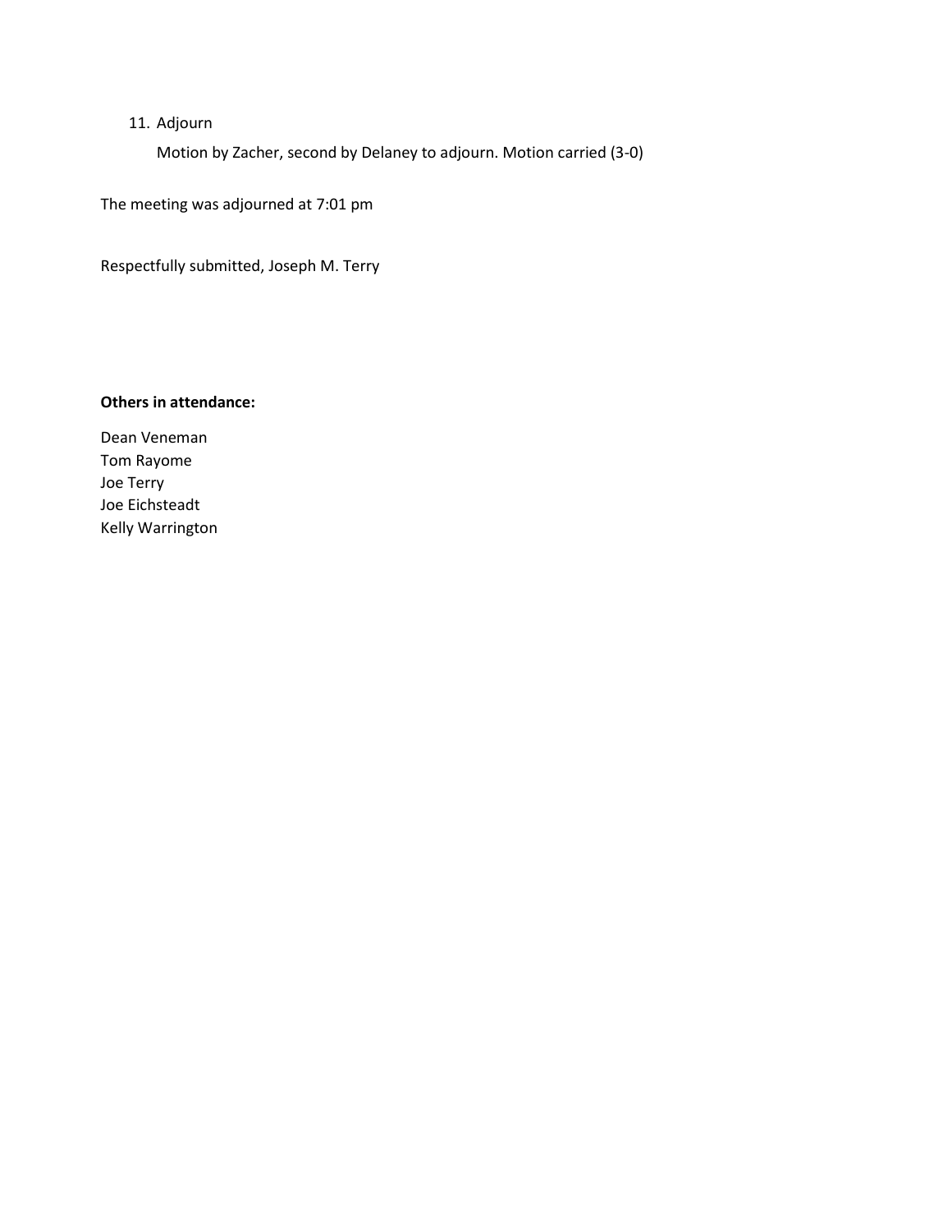11. Adjourn

    Motion by Zacher, second by Delaney to adjourn. Motion carried (3-0)

The meeting was adjourned at 7:01 pm

Respectfully submitted, Joseph M. Terry

**Others in attendance:**

Dean Veneman
Tom Rayome
Joe Terry
Joe Eichsteadt
Kelly Warrington